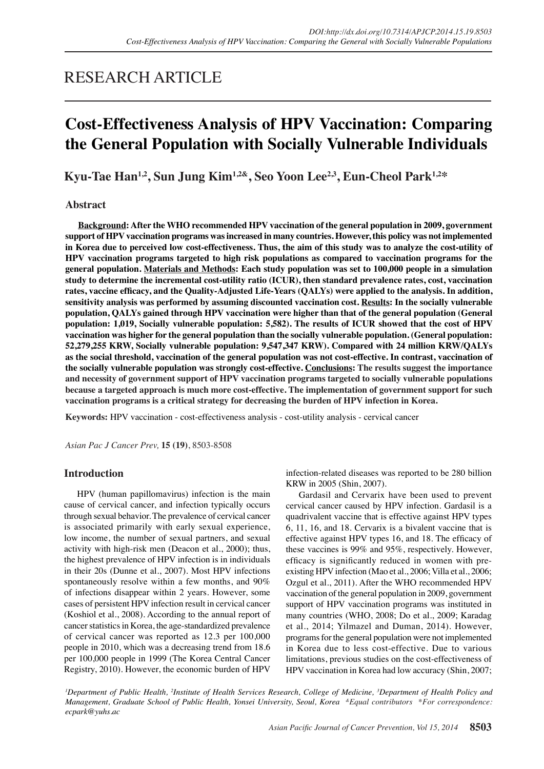RESEARCH ARTICLE

# Cost-Effectiveness Analysis of HPV Vaccination: Comparing the General Population with Socially Vulnerable Individuals

**Kyu-Tae Han[1,2], Sun Jung Kim[1,2&], Seo Yoon Lee[2,3], Eun-Cheol Park[1,2*]**

## Abstract

**Background: After the WHO recommended HPV vaccination of the general population in 2009, government support of HPV vaccination programs was increased in many countries. However, this policy was not implemented in Korea due to perceived low cost-effectiveness. Thus, the aim of this study was to analyze the cost-utility of HPV vaccination programs targeted to high risk populations as compared to vaccination programs for the general population. Materials and Methods: Each study population was set to 100,000 people in a simulation study to determine the incremental cost-utility ratio (ICUR), then standard prevalence rates, cost, vaccination rates, vaccine efficacy, and the Quality-Adjusted Life-Years (QALYs) were applied to the analysis. In addition, sensitivity analysis was performed by assuming discounted vaccination cost. Results: In the socially vulnerable population, QALYs gained through HPV vaccination were higher than that of the general population (General population: 1,019, Socially vulnerable population: 5,582). The results of ICUR showed that the cost of HPV vaccination was higher for the general population than the socially vulnerable population. (General population: 52,279,255 KRW, Socially vulnerable population: 9,547,347 KRW). Compared with 24 million KRW/QALYs as the social threshold, vaccination of the general population was not cost-effective. In contrast, vaccination of the socially vulnerable population was strongly cost-effective. Conclusions: The results suggest the importance and necessity of government support of HPV vaccination programs targeted to socially vulnerable populations because a targeted approach is much more cost-effective. The implementation of government support for such vaccination programs is a critical strategy for decreasing the burden of HPV infection in Korea.**

**Keywords:** HPV vaccination - cost-effectiveness analysis - cost-utility analysis - cervical cancer

*Asian Pac J Cancer Prev,* **15 (19)**, 8503-8508

## Introduction

HPV (human papillomavirus) infection is the main cause of cervical cancer, and infection typically occurs through sexual behavior. The prevalence of cervical cancer is associated primarily with early sexual experience, low income, the number of sexual partners, and sexual activity with high-risk men (Deacon et al., 2000); thus, the highest prevalence of HPV infection is in individuals in their 20s (Dunne et al., 2007). Most HPV infections spontaneously resolve within a few months, and 90% of infections disappear within 2 years. However, some cases of persistent HPV infection result in cervical cancer (Koshiol et al., 2008). According to the annual report of cancer statistics in Korea, the age-standardized prevalence of cervical cancer was reported as 12.3 per 100,000 people in 2010, which was a decreasing trend from 18.6 per 100,000 people in 1999 (The Korea Central Cancer Registry, 2010). However, the economic burden of HPV infection-related diseases was reported to be 280 billion KRW in 2005 (Shin, 2007).

Gardasil and Cervarix have been used to prevent cervical cancer caused by HPV infection. Gardasil is a quadrivalent vaccine that is effective against HPV types 6, 11, 16, and 18. Cervarix is a bivalent vaccine that is effective against HPV types 16, and 18. The efficacy of these vaccines is 99% and 95%, respectively. However, efficacy is significantly reduced in women with pre-existing HPV infection (Mao et al., 2006; Villa et al., 2006; Ozgul et al., 2011). After the WHO recommended HPV vaccination of the general population in 2009, government support of HPV vaccination programs was instituted in many countries (WHO, 2008; Do et al., 2009; Karadag et al., 2014; Yilmazel and Duman, 2014). However, programs for the general population were not implemented in Korea due to less cost-effective. Due to various limitations, previous studies on the cost-effectiveness of HPV vaccination in Korea had low accuracy (Shin, 2007;

*[1]Department of Public Health, [2]Institute of Health Services Research, College of Medicine, [3]Department of Health Policy and Management, Graduate School of Public Health, Yonsei University, Seoul, Korea &Equal contributors \*For correspondence: ecpark@yuhs.ac*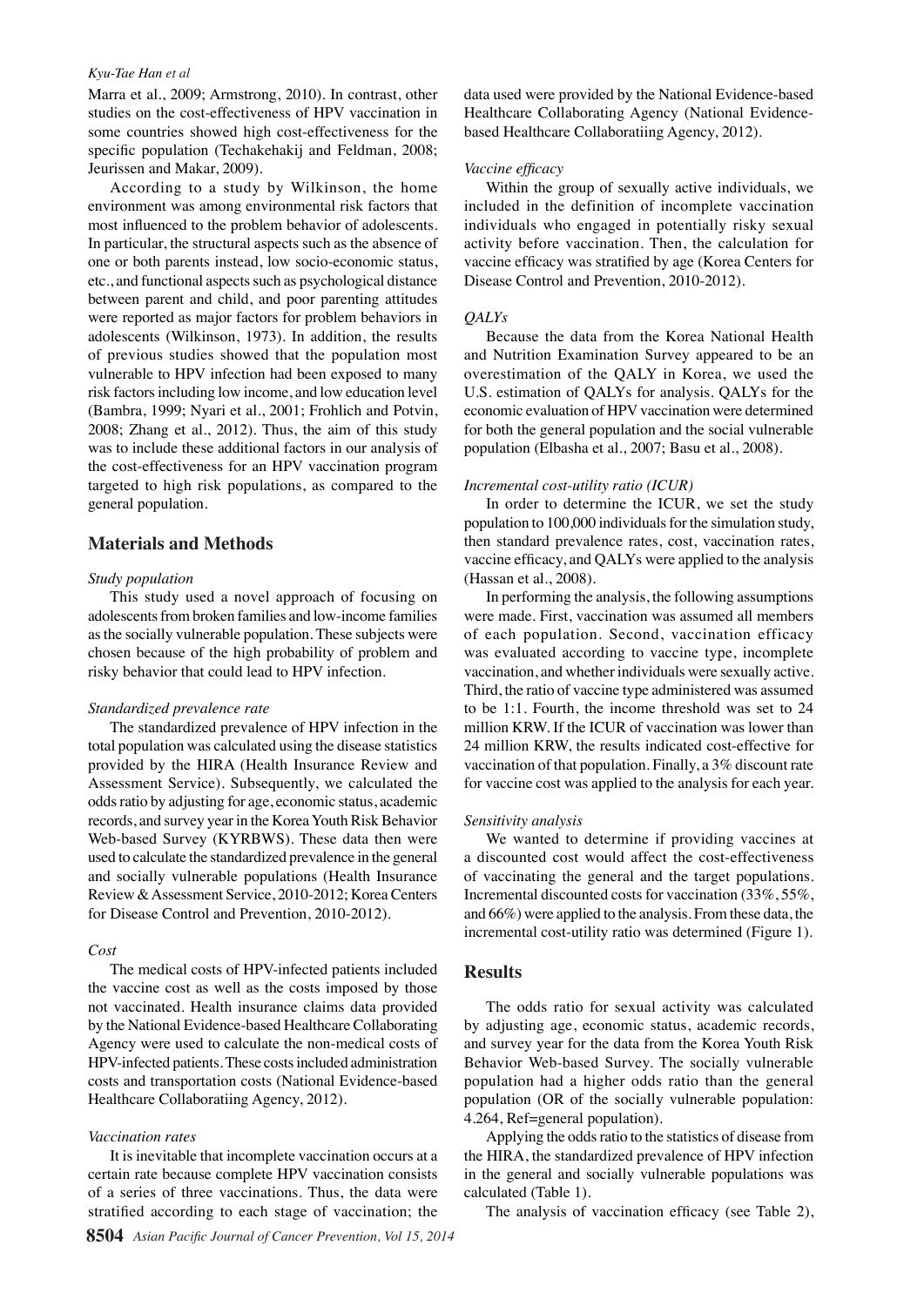Marra et al., 2009; Armstrong, 2010). In contrast, other studies on the cost-effectiveness of HPV vaccination in some countries showed high cost-effectiveness for the specific population (Techakehakij and Feldman, 2008; Jeurissen and Makar, 2009).

According to a study by Wilkinson, the home environment was among environmental risk factors that most influenced to the problem behavior of adolescents. In particular, the structural aspects such as the absence of one or both parents instead, low socio-economic status, etc., and functional aspects such as psychological distance between parent and child, and poor parenting attitudes were reported as major factors for problem behaviors in adolescents (Wilkinson, 1973). In addition, the results of previous studies showed that the population most vulnerable to HPV infection had been exposed to many risk factors including low income, and low education level (Bambra, 1999; Nyari et al., 2001; Frohlich and Potvin, 2008; Zhang et al., 2012). Thus, the aim of this study was to include these additional factors in our analysis of the cost-effectiveness for an HPV vaccination program targeted to high risk populations, as compared to the general population.

## Materials and Methods

*Study population*

This study used a novel approach of focusing on adolescents from broken families and low-income families as the socially vulnerable population. These subjects were chosen because of the high probability of problem and risky behavior that could lead to HPV infection.

*Standardized prevalence rate*

The standardized prevalence of HPV infection in the total population was calculated using the disease statistics provided by the HIRA (Health Insurance Review and Assessment Service). Subsequently, we calculated the odds ratio by adjusting for age, economic status, academic records, and survey year in the Korea Youth Risk Behavior Web-based Survey (KYRBWS). These data then were used to calculate the standardized prevalence in the general and socially vulnerable populations (Health Insurance Review & Assessment Service, 2010-2012; Korea Centers for Disease Control and Prevention, 2010-2012).

*Cost*

The medical costs of HPV-infected patients included the vaccine cost as well as the costs imposed by those not vaccinated. Health insurance claims data provided by the National Evidence-based Healthcare Collaborating Agency were used to calculate the non-medical costs of HPV-infected patients. These costs included administration costs and transportation costs (National Evidence-based Healthcare Collaboratiing Agency, 2012).

*Vaccination rates*

It is inevitable that incomplete vaccination occurs at a certain rate because complete HPV vaccination consists of a series of three vaccinations. Thus, the data were stratified according to each stage of vaccination; the data used were provided by the National Evidence-based Healthcare Collaborating Agency (National Evidence-based Healthcare Collaboratiing Agency, 2012).

*Vaccine efficacy*

Within the group of sexually active individuals, we included in the definition of incomplete vaccination individuals who engaged in potentially risky sexual activity before vaccination. Then, the calculation for vaccine efficacy was stratified by age (Korea Centers for Disease Control and Prevention, 2010-2012).

*QALYs*

Because the data from the Korea National Health and Nutrition Examination Survey appeared to be an overestimation of the QALY in Korea, we used the U.S. estimation of QALYs for analysis. QALYs for the economic evaluation of HPV vaccination were determined for both the general population and the social vulnerable population (Elbasha et al., 2007; Basu et al., 2008).

*Incremental cost-utility ratio (ICUR)*

In order to determine the ICUR, we set the study population to 100,000 individuals for the simulation study, then standard prevalence rates, cost, vaccination rates, vaccine efficacy, and QALYs were applied to the analysis (Hassan et al., 2008).

In performing the analysis, the following assumptions were made. First, vaccination was assumed all members of each population. Second, vaccination efficacy was evaluated according to vaccine type, incomplete vaccination, and whether individuals were sexually active. Third, the ratio of vaccine type administered was assumed to be 1:1. Fourth, the income threshold was set to 24 million KRW. If the ICUR of vaccination was lower than 24 million KRW, the results indicated cost-effective for vaccination of that population. Finally, a 3% discount rate for vaccine cost was applied to the analysis for each year.

*Sensitivity analysis*

We wanted to determine if providing vaccines at a discounted cost would affect the cost-effectiveness of vaccinating the general and the target populations. Incremental discounted costs for vaccination (33%, 55%, and 66%) were applied to the analysis. From these data, the incremental cost-utility ratio was determined (Figure 1).

## Results

The odds ratio for sexual activity was calculated by adjusting age, economic status, academic records, and survey year for the data from the Korea Youth Risk Behavior Web-based Survey. The socially vulnerable population had a higher odds ratio than the general population (OR of the socially vulnerable population: 4.264, Ref=general population).

Applying the odds ratio to the statistics of disease from the HIRA, the standardized prevalence of HPV infection in the general and socially vulnerable populations was calculated (Table 1).

The analysis of vaccination efficacy (see Table 2),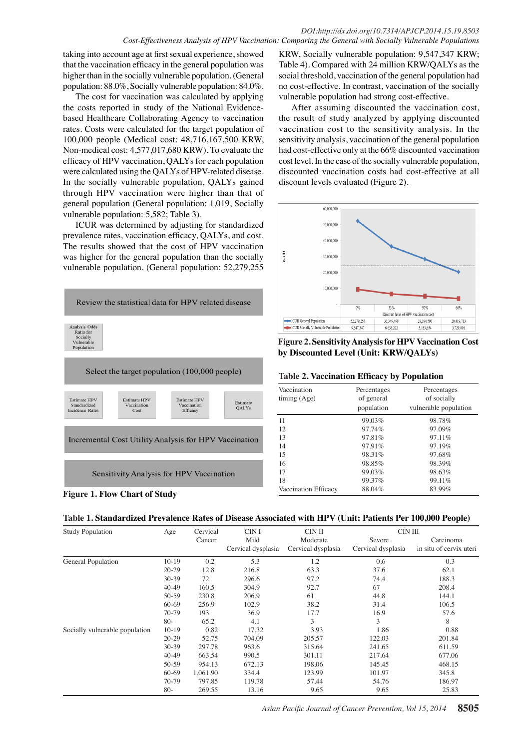taking into account age at first sexual experience, showed that the vaccination efficacy in the general population was higher than in the socially vulnerable population. (General population: 88.0%, Socially vulnerable population: 84.0%.

The cost for vaccination was calculated by applying the costs reported in study of the National Evidence-based Healthcare Collaborating Agency to vaccination rates. Costs were calculated for the target population of 100,000 people (Medical cost: 48,716,167,500 KRW, Non-medical cost: 4,577,017,680 KRW). To evaluate the efficacy of HPV vaccination, QALYs for each population were calculated using the QALYs of HPV-related disease. In the socially vulnerable population, QALYs gained through HPV vaccination were higher than that of general population (General population: 1,019, Socially vulnerable population: 5,582; Table 3).

ICUR was determined by adjusting for standardized prevalence rates, vaccination efficacy, QALYs, and cost. The results showed that the cost of HPV vaccination was higher for the general population than the socially vulnerable population. (General population: 52,279,255 KRW, Socially vulnerable population: 9,547,347 KRW; Table 4). Compared with 24 million KRW/QALYs as the social threshold, vaccination of the general population had no cost-effective. In contrast, vaccination of the socially vulnerable population had strong cost-effective.

After assuming discounted the vaccination cost, the result of study analyzed by applying discounted vaccination cost to the sensitivity analysis. In the sensitivity analysis, vaccination of the general population had cost-effective only at the 66% discounted vaccination cost level. In the case of the socially vulnerable population, discounted vaccination costs had cost-effective at all discount levels evaluated (Figure 2).

Review the statistical data for HPV related disease

Analysis Odds Ratio for Socially Vulnerable Population

Select the target population (100,000 people)

Estimate HPV Standardized Incidence Rates | Estimate HPV Vaccination Cost | Estimate HPV Vaccination Efficacy | Estimate QALYs

Incremental Cost Utility Analysis for HPV Vaccination

Sensitivity Analysis for HPV Vaccination

**Figure 1. Flow Chart of Study**

| | 0% | 33% | 50% | 66% |
|---|---|---|---|---|
| ICUR General Population | 52,279,255 | 36,349,498 | 28,384,596 | 20,419,713 |
| ICUR Socially Vulnerable Population | 9,547,347 | 6,638,222 | 5,183,654 | 3,729,091 |

**Figure 2. Sensitivity Analysis for HPV Vaccination Cost by Discounted Level (Unit: KRW/QALYs)**

**Table 2. Vaccination Efficacy by Population**

| Vaccination timing (Age) | Percentages of general population | Percentages of socially vulnerable population |
|---|---|---|
| 11 | 99.03% | 98.78% |
| 12 | 97.74% | 97.09% |
| 13 | 97.81% | 97.11% |
| 14 | 97.91% | 97.19% |
| 15 | 98.31% | 97.68% |
| 16 | 98.85% | 98.39% |
| 17 | 99.03% | 98.63% |
| 18 | 99.37% | 99.11% |
| Vaccination Efficacy | 88.04% | 83.99% |

**Table 1. Standardized Prevalence Rates of Disease Associated with HPV (Unit: Patients Per 100,000 People)**

| Study Population | Age | Cervical Cancer | CIN I Mild Cervical dysplasia | CIN II Moderate Cervical dysplasia | CIN III Severe Cervical dysplasia | Carcinoma in situ of cervix uteri |
|---|---|---|---|---|---|---|
| General Population | 10-19 | 0.2 | 5.3 | 1.2 | 0.6 | 0.3 |
| | 20-29 | 12.8 | 216.8 | 63.3 | 37.6 | 62.1 |
| | 30-39 | 72 | 296.6 | 97.2 | 74.4 | 188.3 |
| | 40-49 | 160.5 | 304.9 | 92.7 | 67 | 208.4 |
| | 50-59 | 230.8 | 206.9 | 61 | 44.8 | 144.1 |
| | 60-69 | 256.9 | 102.9 | 38.2 | 31.4 | 106.5 |
| | 70-79 | 193 | 36.9 | 17.7 | 16.9 | 57.6 |
| | 80- | 65.2 | 4.1 | 3 | 3 | 8 |
| Socially vulnerable population | 10-19 | 0.82 | 17.32 | 3.93 | 1.86 | 0.88 |
| | 20-29 | 52.75 | 704.09 | 205.57 | 122.03 | 201.84 |
| | 30-39 | 297.78 | 963.6 | 315.64 | 241.65 | 611.59 |
| | 40-49 | 663.54 | 990.5 | 301.11 | 217.64 | 677.06 |
| | 50-59 | 954.13 | 672.13 | 198.06 | 145.45 | 468.15 |
| | 60-69 | 1,061.90 | 334.4 | 123.99 | 101.97 | 345.8 |
| | 70-79 | 797.85 | 119.78 | 57.44 | 54.76 | 186.97 |
| | 80- | 269.55 | 13.16 | 9.65 | 9.65 | 25.83 |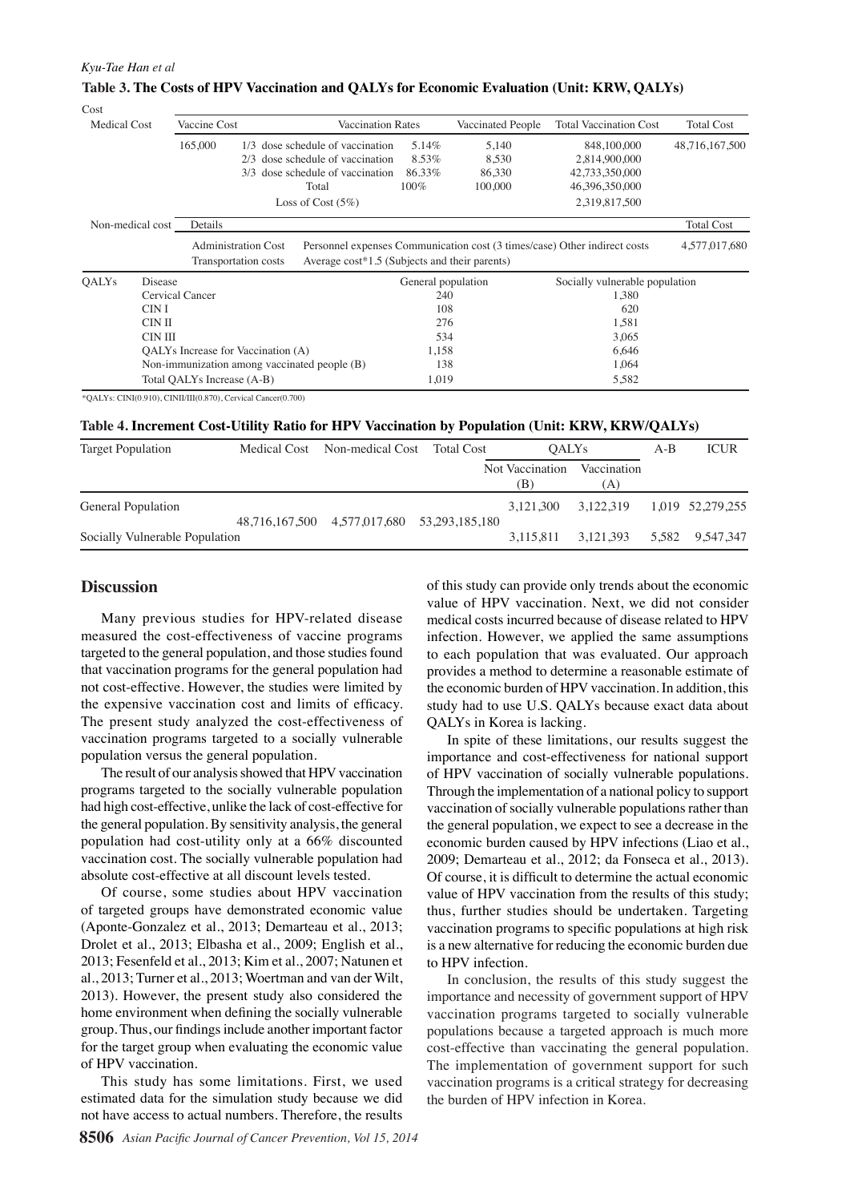**Table 3. The Costs of HPV Vaccination and QALYs for Economic Evaluation (Unit: KRW, QALYs)**

| Cost | | | | | | | |
|---|---|---|---|---|---|---|---|
| Medical Cost | Vaccine Cost | Vaccination Rates | | Vaccinated People | Total Vaccination Cost | Total Cost |
| | 165,000 | 1/3 dose schedule of vaccination | 5.14% | 5,140 | 848,100,000 | 48,716,167,500 |
| | | 2/3 dose schedule of vaccination | 8.53% | 8,530 | 2,814,900,000 | |
| | | 3/3 dose schedule of vaccination | 86.33% | 86,330 | 42,733,350,000 | |
| | | Total | 100% | 100,000 | 46,396,350,000 | |
| | | Loss of Cost (5%) | | | 2,319,817,500 | |
| Non-medical cost | Details | | | | | Total Cost |
| | Administration Cost | Personnel expenses Communication cost (3 times/case) Other indirect costs | | | | 4,577,017,680 |
| | Transportation costs | Average cost*1.5 (Subjects and their parents) | | | | |

| QALYs | Disease | General population | Socially vulnerable population |
|---|---|---|---|
| | Cervical Cancer | 240 | 1,380 |
| | CIN I | 108 | 620 |
| | CIN II | 276 | 1,581 |
| | CIN III | 534 | 3,065 |
| | QALYs Increase for Vaccination (A) | 1,158 | 6,646 |
| | Non-immunization among vaccinated people (B) | 138 | 1,064 |
| | Total QALYs Increase (A-B) | 1,019 | 5,582 |

*QALYs: CINI(0.910), CINII/III(0.870), Cervical Cancer(0.700)

**Table 4. Increment Cost-Utility Ratio for HPV Vaccination by Population (Unit: KRW, KRW/QALYs)**

| Target Population | Medical Cost | Non-medical Cost | Total Cost | QALYs | | A-B | ICUR |
|---|---|---|---|---|---|---|---|
| | | | | Not Vaccination (B) | Vaccination (A) | | |
| General Population | 48,716,167,500 | 4,577,017,680 | 53,293,185,180 | 3,121,300 | 3,122,319 | 1,019 | 52,279,255 |
| Socially Vulnerable Population | | | | 3,115,811 | 3,121,393 | 5,582 | 9,547,347 |

## Discussion

Many previous studies for HPV-related disease measured the cost-effectiveness of vaccine programs targeted to the general population, and those studies found that vaccination programs for the general population had not cost-effective. However, the studies were limited by the expensive vaccination cost and limits of efficacy. The present study analyzed the cost-effectiveness of vaccination programs targeted to a socially vulnerable population versus the general population.

The result of our analysis showed that HPV vaccination programs targeted to the socially vulnerable population had high cost-effective, unlike the lack of cost-effective for the general population. By sensitivity analysis, the general population had cost-utility only at a 66% discounted vaccination cost. The socially vulnerable population had absolute cost-effective at all discount levels tested.

Of course, some studies about HPV vaccination of targeted groups have demonstrated economic value (Aponte-Gonzalez et al., 2013; Demarteau et al., 2013; Drolet et al., 2013; Elbasha et al., 2009; English et al., 2013; Fesenfeld et al., 2013; Kim et al., 2007; Natunen et al., 2013; Turner et al., 2013; Woertman and van der Wilt, 2013). However, the present study also considered the home environment when defining the socially vulnerable group. Thus, our findings include another important factor for the target group when evaluating the economic value of HPV vaccination.

This study has some limitations. First, we used estimated data for the simulation study because we did not have access to actual numbers. Therefore, the results of this study can provide only trends about the economic value of HPV vaccination. Next, we did not consider medical costs incurred because of disease related to HPV infection. However, we applied the same assumptions to each population that was evaluated. Our approach provides a method to determine a reasonable estimate of the economic burden of HPV vaccination. In addition, this study had to use U.S. QALYs because exact data about QALYs in Korea is lacking.

In spite of these limitations, our results suggest the importance and cost-effectiveness for national support of HPV vaccination of socially vulnerable populations. Through the implementation of a national policy to support vaccination of socially vulnerable populations rather than the general population, we expect to see a decrease in the economic burden caused by HPV infections (Liao et al., 2009; Demarteau et al., 2012; da Fonseca et al., 2013). Of course, it is difficult to determine the actual economic value of HPV vaccination from the results of this study; thus, further studies should be undertaken. Targeting vaccination programs to specific populations at high risk is a new alternative for reducing the economic burden due to HPV infection.

In conclusion, the results of this study suggest the importance and necessity of government support of HPV vaccination programs targeted to socially vulnerable populations because a targeted approach is much more cost-effective than vaccinating the general population. The implementation of government support for such vaccination programs is a critical strategy for decreasing the burden of HPV infection in Korea.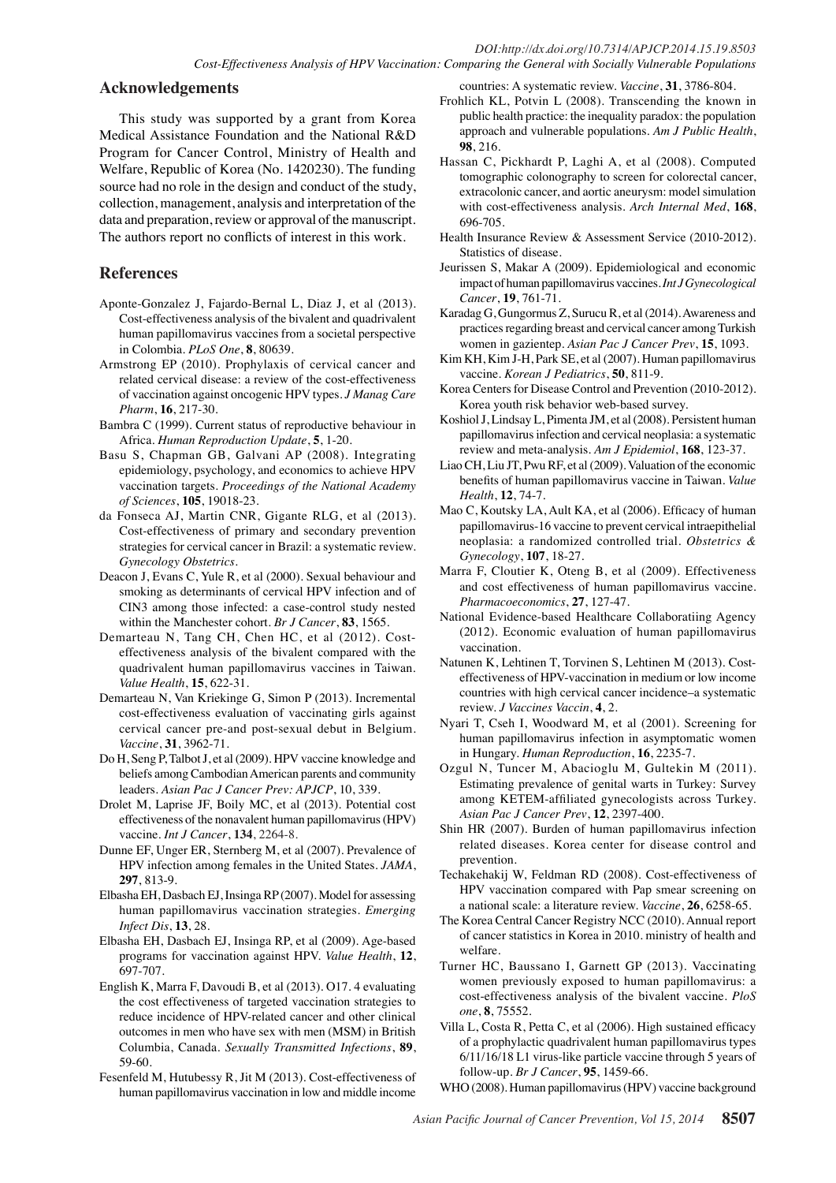## Acknowledgements

This study was supported by a grant from Korea Medical Assistance Foundation and the National R&D Program for Cancer Control, Ministry of Health and Welfare, Republic of Korea (No. 1420230). The funding source had no role in the design and conduct of the study, collection, management, analysis and interpretation of the data and preparation, review or approval of the manuscript. The authors report no conflicts of interest in this work.

## References

Aponte-Gonzalez J, Fajardo-Bernal L, Diaz J, et al (2013). Cost-effectiveness analysis of the bivalent and quadrivalent human papillomavirus vaccines from a societal perspective in Colombia. *PLoS One*, **8**, 80639.

Armstrong EP (2010). Prophylaxis of cervical cancer and related cervical disease: a review of the cost-effectiveness of vaccination against oncogenic HPV types. *J Manag Care Pharm*, **16**, 217-30.

Bambra C (1999). Current status of reproductive behaviour in Africa. *Human Reproduction Update*, **5**, 1-20.

Basu S, Chapman GB, Galvani AP (2008). Integrating epidemiology, psychology, and economics to achieve HPV vaccination targets. *Proceedings of the National Academy of Sciences*, **105**, 19018-23.

da Fonseca AJ, Martin CNR, Gigante RLG, et al (2013). Cost-effectiveness of primary and secondary prevention strategies for cervical cancer in Brazil: a systematic review. *Gynecology Obstetrics*.

Deacon J, Evans C, Yule R, et al (2000). Sexual behaviour and smoking as determinants of cervical HPV infection and of CIN3 among those infected: a case-control study nested within the Manchester cohort. *Br J Cancer*, **83**, 1565.

Demarteau N, Tang CH, Chen HC, et al (2012). Cost-effectiveness analysis of the bivalent compared with the quadrivalent human papillomavirus vaccines in Taiwan. *Value Health*, **15**, 622-31.

Demarteau N, Van Kriekinge G, Simon P (2013). Incremental cost-effectiveness evaluation of vaccinating girls against cervical cancer pre-and post-sexual debut in Belgium. *Vaccine*, **31**, 3962-71.

Do H, Seng P, Talbot J, et al (2009). HPV vaccine knowledge and beliefs among Cambodian American parents and community leaders. *Asian Pac J Cancer Prev: APJCP*, 10, 339.

Drolet M, Laprise JF, Boily MC, et al (2013). Potential cost effectiveness of the nonavalent human papillomavirus (HPV) vaccine. *Int J Cancer*, **134**, 2264-8.

Dunne EF, Unger ER, Sternberg M, et al (2007). Prevalence of HPV infection among females in the United States. *JAMA*, **297**, 813-9.

Elbasha EH, Dasbach EJ, Insinga RP (2007). Model for assessing human papillomavirus vaccination strategies. *Emerging Infect Dis*, **13**, 28.

Elbasha EH, Dasbach EJ, Insinga RP, et al (2009). Age-based programs for vaccination against HPV. *Value Health*, **12**, 697-707.

English K, Marra F, Davoudi B, et al (2013). O17. 4 evaluating the cost effectiveness of targeted vaccination strategies to reduce incidence of HPV-related cancer and other clinical outcomes in men who have sex with men (MSM) in British Columbia, Canada. *Sexually Transmitted Infections*, **89**, 59-60.

Fesenfeld M, Hutubessy R, Jit M (2013). Cost-effectiveness of human papillomavirus vaccination in low and middle income countries: A systematic review. *Vaccine*, **31**, 3786-804.

Frohlich KL, Potvin L (2008). Transcending the known in public health practice: the inequality paradox: the population approach and vulnerable populations. *Am J Public Health*, **98**, 216.

Hassan C, Pickhardt P, Laghi A, et al (2008). Computed tomographic colonography to screen for colorectal cancer, extracolonic cancer, and aortic aneurysm: model simulation with cost-effectiveness analysis. *Arch Internal Med*, **168**, 696-705.

Health Insurance Review & Assessment Service (2010-2012). Statistics of disease.

Jeurissen S, Makar A (2009). Epidemiological and economic impact of human papillomavirus vaccines. *Int J Gynecological Cancer*, **19**, 761-71.

Karadag G, Gungormus Z, Surucu R, et al (2014). Awareness and practices regarding breast and cervical cancer among Turkish women in gazientep. *Asian Pac J Cancer Prev*, **15**, 1093.

Kim KH, Kim J-H, Park SE, et al (2007). Human papillomavirus vaccine. *Korean J Pediatrics*, **50**, 811-9.

Korea Centers for Disease Control and Prevention (2010-2012). Korea youth risk behavior web-based survey.

Koshiol J, Lindsay L, Pimenta JM, et al (2008). Persistent human papillomavirus infection and cervical neoplasia: a systematic review and meta-analysis. *Am J Epidemiol*, **168**, 123-37.

Liao CH, Liu JT, Pwu RF, et al (2009). Valuation of the economic benefits of human papillomavirus vaccine in Taiwan. *Value Health*, **12**, 74-7.

Mao C, Koutsky LA, Ault KA, et al (2006). Efficacy of human papillomavirus-16 vaccine to prevent cervical intraepithelial neoplasia: a randomized controlled trial. *Obstetrics & Gynecology*, **107**, 18-27.

Marra F, Cloutier K, Oteng B, et al (2009). Effectiveness and cost effectiveness of human papillomavirus vaccine. *Pharmacoeconomics*, **27**, 127-47.

National Evidence-based Healthcare Collaboratiing Agency (2012). Economic evaluation of human papillomavirus vaccination.

Natunen K, Lehtinen T, Torvinen S, Lehtinen M (2013). Cost-effectiveness of HPV-vaccination in medium or low income countries with high cervical cancer incidence–a systematic review. *J Vaccines Vaccin*, **4**, 2.

Nyari T, Cseh I, Woodward M, et al (2001). Screening for human papillomavirus infection in asymptomatic women in Hungary. *Human Reproduction*, **16**, 2235-7.

Ozgul N, Tuncer M, Abacioglu M, Gultekin M (2011). Estimating prevalence of genital warts in Turkey: Survey among KETEM-affiliated gynecologists across Turkey. *Asian Pac J Cancer Prev*, **12**, 2397-400.

Shin HR (2007). Burden of human papillomavirus infection related diseases. Korea center for disease control and prevention.

Techakehakij W, Feldman RD (2008). Cost-effectiveness of HPV vaccination compared with Pap smear screening on a national scale: a literature review. *Vaccine*, **26**, 6258-65.

The Korea Central Cancer Registry NCC (2010). Annual report of cancer statistics in Korea in 2010. ministry of health and welfare.

Turner HC, Baussano I, Garnett GP (2013). Vaccinating women previously exposed to human papillomavirus: a cost-effectiveness analysis of the bivalent vaccine. *PloS one*, **8**, 75552.

Villa L, Costa R, Petta C, et al (2006). High sustained efficacy of a prophylactic quadrivalent human papillomavirus types 6/11/16/18 L1 virus-like particle vaccine through 5 years of follow-up. *Br J Cancer*, **95**, 1459-66.

WHO (2008). Human papillomavirus (HPV) vaccine background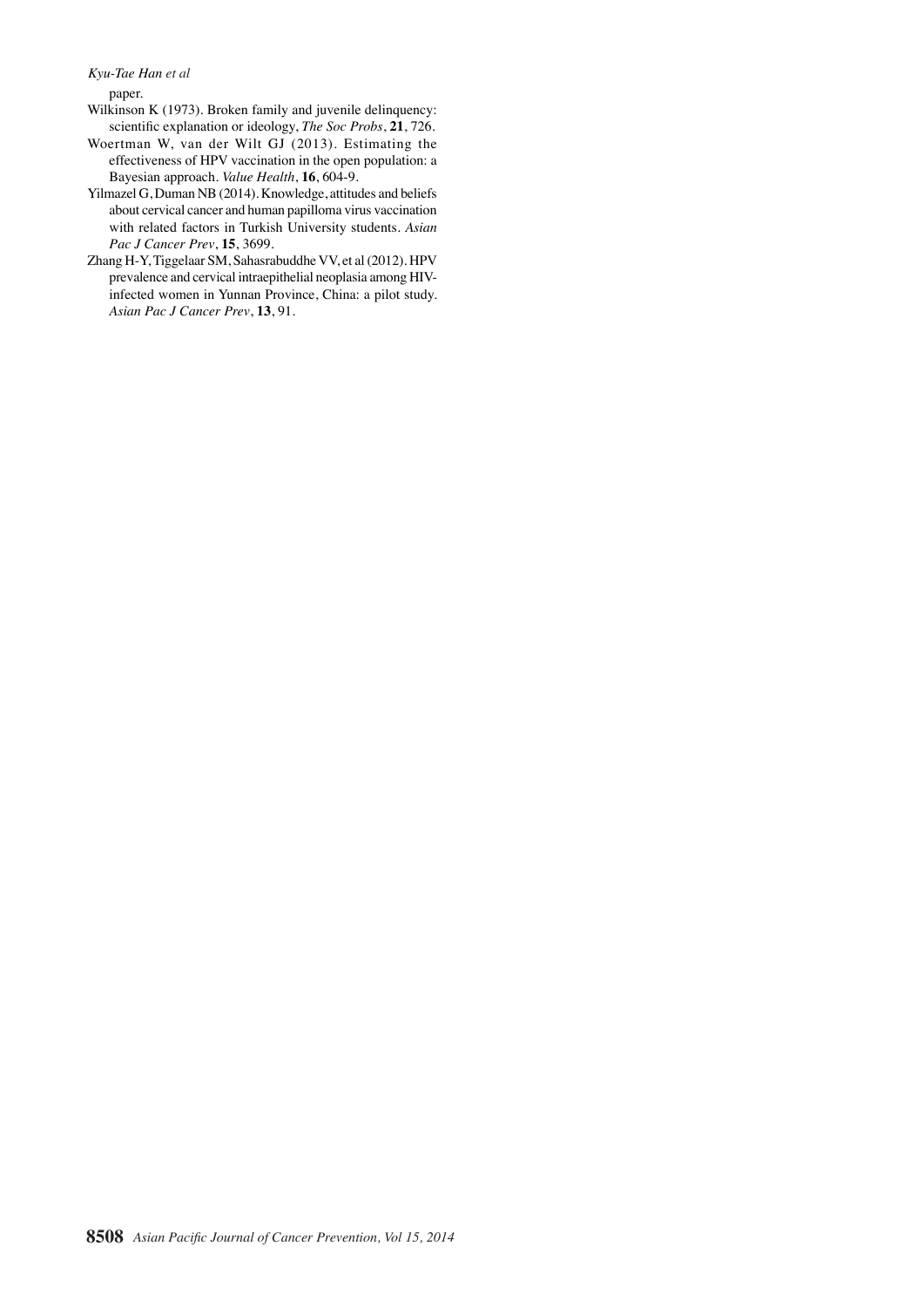paper.

Wilkinson K (1973). Broken family and juvenile delinquency: scientific explanation or ideology, *The Soc Probs*, **21**, 726.

Woertman W, van der Wilt GJ (2013). Estimating the effectiveness of HPV vaccination in the open population: a Bayesian approach. *Value Health*, **16**, 604-9.

Yilmazel G, Duman NB (2014). Knowledge, attitudes and beliefs about cervical cancer and human papilloma virus vaccination with related factors in Turkish University students. *Asian Pac J Cancer Prev*, **15**, 3699.

Zhang H-Y, Tiggelaar SM, Sahasrabuddhe VV, et al (2012). HPV prevalence and cervical intraepithelial neoplasia among HIV-infected women in Yunnan Province, China: a pilot study. *Asian Pac J Cancer Prev*, **13**, 91.